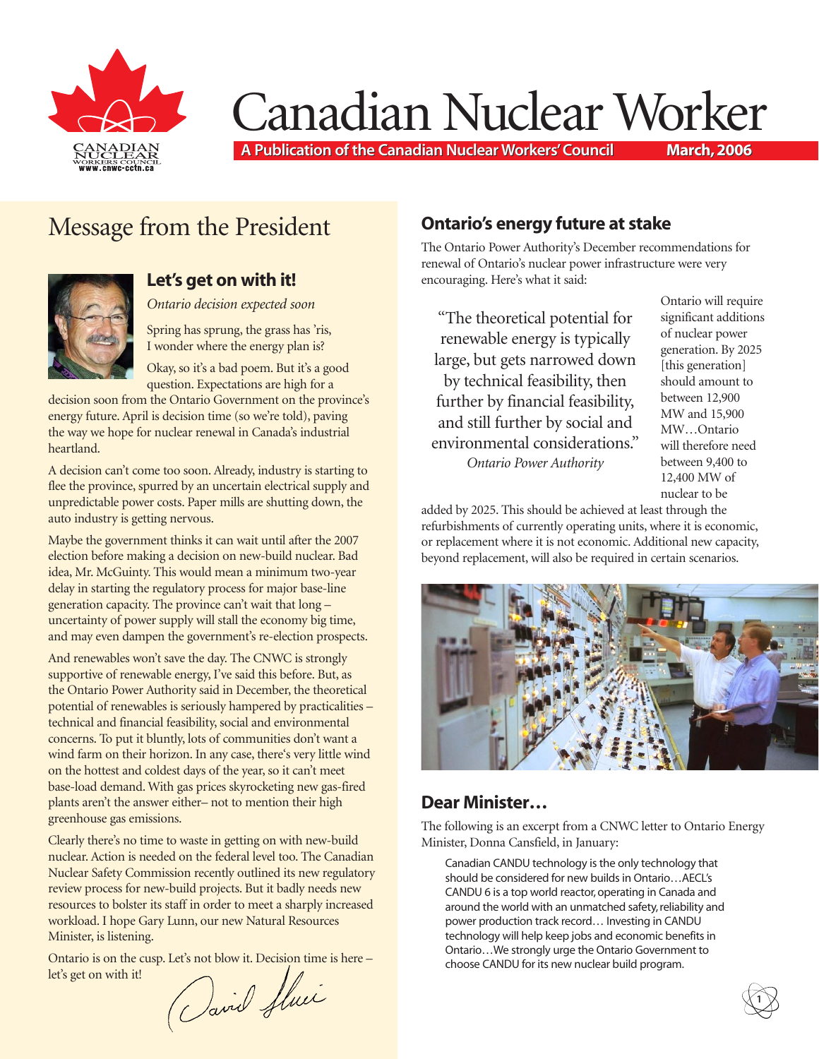Canadian Nuclear Workers Council
www.cnwc-cctn.ca

# Canadian Nuclear Worker

**A Publication of the Canadian Nuclear Workers' Council** **March, 2006**

## Message from the President

### Let's get on with it!

*Ontario decision expected soon*

Spring has sprung, the grass has 'ris,
I wonder where the energy plan is?

Okay, so it's a bad poem. But it's a good question. Expectations are high for a decision soon from the Ontario Government on the province's energy future. April is decision time (so we're told), paving the way we hope for nuclear renewal in Canada's industrial heartland.

A decision can't come too soon. Already, industry is starting to flee the province, spurred by an uncertain electrical supply and unpredictable power costs. Paper mills are shutting down, the auto industry is getting nervous.

Maybe the government thinks it can wait until after the 2007 election before making a decision on new-build nuclear. Bad idea, Mr. McGuinty. This would mean a minimum two-year delay in starting the regulatory process for major base-line generation capacity. The province can't wait that long – uncertainty of power supply will stall the economy big time, and may even dampen the government's re-election prospects.

And renewables won't save the day. The CNWC is strongly supportive of renewable energy, I've said this before. But, as the Ontario Power Authority said in December, the theoretical potential of renewables is seriously hampered by practicalities – technical and financial feasibility, social and environmental concerns. To put it bluntly, lots of communities don't want a wind farm on their horizon. In any case, there's very little wind on the hottest and coldest days of the year, so it can't meet base-load demand. With gas prices skyrocketing new gas-fired plants aren't the answer either– not to mention their high greenhouse gas emissions.

Clearly there's no time to waste in getting on with new-build nuclear. Action is needed on the federal level too. The Canadian Nuclear Safety Commission recently outlined its new regulatory review process for new-build projects. But it badly needs new resources to bolster its staff in order to meet a sharply increased workload. I hope Gary Lunn, our new Natural Resources Minister, is listening.

Ontario is on the cusp. Let's not blow it. Decision time is here – let's get on with it!

*David Shier*

## Ontario's energy future at stake

The Ontario Power Authority's December recommendations for renewal of Ontario's nuclear power infrastructure were very encouraging. Here's what it said:

> "The theoretical potential for renewable energy is typically large, but gets narrowed down by technical feasibility, then further by financial feasibility, and still further by social and environmental considerations."
> *Ontario Power Authority*

Ontario will require significant additions of nuclear power generation. By 2025 [this generation] should amount to between 12,900 MW and 15,900 MW…Ontario will therefore need between 9,400 to 12,400 MW of nuclear to be added by 2025. This should be achieved at least through the refurbishments of currently operating units, where it is economic, or replacement where it is not economic. Additional new capacity, beyond replacement, will also be required in certain scenarios.

## Dear Minister…

The following is an excerpt from a CNWC letter to Ontario Energy Minister, Donna Cansfield, in January:

> Canadian CANDU technology is the only technology that should be considered for new builds in Ontario…AECL's CANDU 6 is a top world reactor, operating in Canada and around the world with an unmatched safety, reliability and power production track record… Investing in CANDU technology will help keep jobs and economic benefits in Ontario…We strongly urge the Ontario Government to choose CANDU for its new nuclear build program.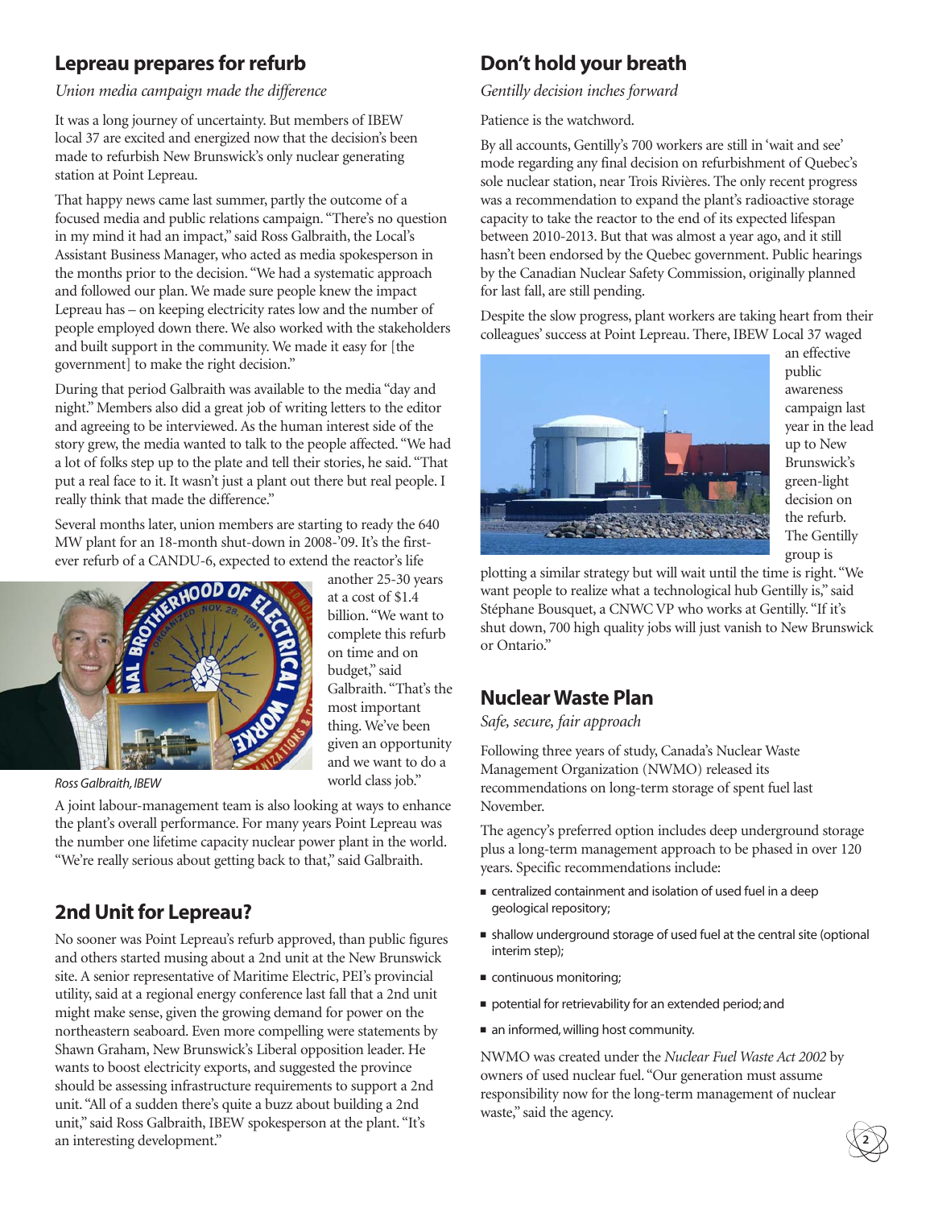## Lepreau prepares for refurb

*Union media campaign made the difference*

It was a long journey of uncertainty. But members of IBEW local 37 are excited and energized now that the decision's been made to refurbish New Brunswick's only nuclear generating station at Point Lepreau.

That happy news came last summer, partly the outcome of a focused media and public relations campaign. "There's no question in my mind it had an impact," said Ross Galbraith, the Local's Assistant Business Manager, who acted as media spokesperson in the months prior to the decision. "We had a systematic approach and followed our plan. We made sure people knew the impact Lepreau has – on keeping electricity rates low and the number of people employed down there. We also worked with the stakeholders and built support in the community. We made it easy for [the government] to make the right decision."

During that period Galbraith was available to the media "day and night." Members also did a great job of writing letters to the editor and agreeing to be interviewed. As the human interest side of the story grew, the media wanted to talk to the people affected. "We had a lot of folks step up to the plate and tell their stories, he said. "That put a real face to it. It wasn't just a plant out there but real people. I really think that made the difference."

Several months later, union members are starting to ready the 640 MW plant for an 18-month shut-down in 2008-'09. It's the first-ever refurb of a CANDU-6, expected to extend the reactor's life another 25-30 years at a cost of $1.4 billion. "We want to complete this refurb on time and on budget," said Galbraith. "That's the most important thing. We've been given an opportunity and we want to do a world class job."

*Ross Galbraith, IBEW*

A joint labour-management team is also looking at ways to enhance the plant's overall performance. For many years Point Lepreau was the number one lifetime capacity nuclear power plant in the world. "We're really serious about getting back to that," said Galbraith.

## 2nd Unit for Lepreau?

No sooner was Point Lepreau's refurb approved, than public figures and others started musing about a 2nd unit at the New Brunswick site. A senior representative of Maritime Electric, PEI's provincial utility, said at a regional energy conference last fall that a 2nd unit might make sense, given the growing demand for power on the northeastern seaboard. Even more compelling were statements by Shawn Graham, New Brunswick's Liberal opposition leader. He wants to boost electricity exports, and suggested the province should be assessing infrastructure requirements to support a 2nd unit. "All of a sudden there's quite a buzz about building a 2nd unit," said Ross Galbraith, IBEW spokesperson at the plant. "It's an interesting development."

## Don't hold your breath

*Gentilly decision inches forward*

Patience is the watchword.

By all accounts, Gentilly's 700 workers are still in 'wait and see' mode regarding any final decision on refurbishment of Quebec's sole nuclear station, near Trois Rivières. The only recent progress was a recommendation to expand the plant's radioactive storage capacity to take the reactor to the end of its expected lifespan between 2010-2013. But that was almost a year ago, and it still hasn't been endorsed by the Quebec government. Public hearings by the Canadian Nuclear Safety Commission, originally planned for last fall, are still pending.

Despite the slow progress, plant workers are taking heart from their colleagues' success at Point Lepreau. There, IBEW Local 37 waged an effective public awareness campaign last year in the lead up to New Brunswick's green-light decision on the refurb. The Gentilly group is plotting a similar strategy but will wait until the time is right. "We want people to realize what a technological hub Gentilly is," said Stéphane Bousquet, a CNWC VP who works at Gentilly. "If it's shut down, 700 high quality jobs will just vanish to New Brunswick or Ontario."

## Nuclear Waste Plan

*Safe, secure, fair approach*

Following three years of study, Canada's Nuclear Waste Management Organization (NWMO) released its recommendations on long-term storage of spent fuel last November.

The agency's preferred option includes deep underground storage plus a long-term management approach to be phased in over 120 years. Specific recommendations include:

- centralized containment and isolation of used fuel in a deep geological repository;
- shallow underground storage of used fuel at the central site (optional interim step);
- continuous monitoring;
- potential for retrievability for an extended period; and
- an informed, willing host community.

NWMO was created under the *Nuclear Fuel Waste Act 2002* by owners of used nuclear fuel. "Our generation must assume responsibility now for the long-term management of nuclear waste," said the agency.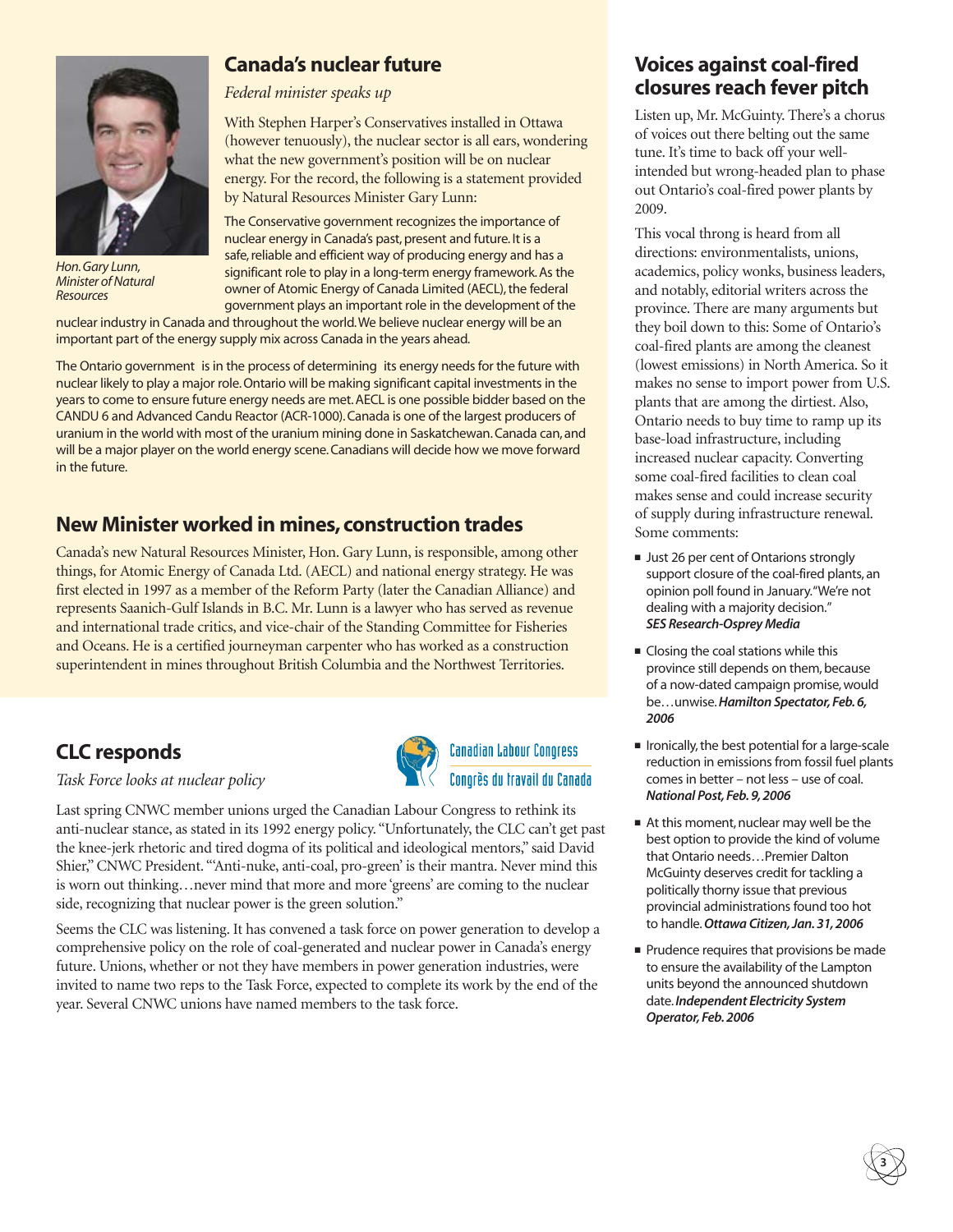## Canada's nuclear future

*Federal minister speaks up*

With Stephen Harper's Conservatives installed in Ottawa (however tenuously), the nuclear sector is all ears, wondering what the new government's position will be on nuclear energy. For the record, the following is a statement provided by Natural Resources Minister Gary Lunn:

*Hon. Gary Lunn, Minister of Natural Resources*

The Conservative government recognizes the importance of nuclear energy in Canada's past, present and future. It is a safe, reliable and efficient way of producing energy and has a significant role to play in a long-term energy framework. As the owner of Atomic Energy of Canada Limited (AECL), the federal government plays an important role in the development of the nuclear industry in Canada and throughout the world. We believe nuclear energy will be an important part of the energy supply mix across Canada in the years ahead.

The Ontario government is in the process of determining its energy needs for the future with nuclear likely to play a major role. Ontario will be making significant capital investments in the years to come to ensure future energy needs are met. AECL is one possible bidder based on the CANDU 6 and Advanced Candu Reactor (ACR-1000). Canada is one of the largest producers of uranium in the world with most of the uranium mining done in Saskatchewan. Canada can, and will be a major player on the world energy scene. Canadians will decide how we move forward in the future.

## New Minister worked in mines, construction trades

Canada's new Natural Resources Minister, Hon. Gary Lunn, is responsible, among other things, for Atomic Energy of Canada Ltd. (AECL) and national energy strategy. He was first elected in 1997 as a member of the Reform Party (later the Canadian Alliance) and represents Saanich-Gulf Islands in B.C. Mr. Lunn is a lawyer who has served as revenue and international trade critics, and vice-chair of the Standing Committee for Fisheries and Oceans. He is a certified journeyman carpenter who has worked as a construction superintendent in mines throughout British Columbia and the Northwest Territories.

## CLC responds

*Task Force looks at nuclear policy*

Canadian Labour Congress
Congrès du travail du Canada

Last spring CNWC member unions urged the Canadian Labour Congress to rethink its anti-nuclear stance, as stated in its 1992 energy policy. "Unfortunately, the CLC can't get past the knee-jerk rhetoric and tired dogma of its political and ideological mentors," said David Shier," CNWC President. "'Anti-nuke, anti-coal, pro-green' is their mantra. Never mind this is worn out thinking…never mind that more and more 'greens' are coming to the nuclear side, recognizing that nuclear power is the green solution."

Seems the CLC was listening. It has convened a task force on power generation to develop a comprehensive policy on the role of coal-generated and nuclear power in Canada's energy future. Unions, whether or not they have members in power generation industries, were invited to name two reps to the Task Force, expected to complete its work by the end of the year. Several CNWC unions have named members to the task force.

## Voices against coal-fired closures reach fever pitch

Listen up, Mr. McGuinty. There's a chorus of voices out there belting out the same tune. It's time to back off your well-intended but wrong-headed plan to phase out Ontario's coal-fired power plants by 2009.

This vocal throng is heard from all directions: environmentalists, unions, academics, policy wonks, business leaders, and notably, editorial writers across the province. There are many arguments but they boil down to this: Some of Ontario's coal-fired plants are among the cleanest (lowest emissions) in North America. So it makes no sense to import power from U.S. plants that are among the dirtiest. Also, Ontario needs to buy time to ramp up its base-load infrastructure, including increased nuclear capacity. Converting some coal-fired facilities to clean coal makes sense and could increase security of supply during infrastructure renewal. Some comments:

- Just 26 per cent of Ontarions strongly support closure of the coal-fired plants, an opinion poll found in January. "We're not dealing with a majority decision." ***SES Research-Osprey Media***
- Closing the coal stations while this province still depends on them, because of a now-dated campaign promise, would be…unwise. ***Hamilton Spectator, Feb. 6, 2006***
- Ironically, the best potential for a large-scale reduction in emissions from fossil fuel plants comes in better – not less – use of coal. ***National Post, Feb. 9, 2006***
- At this moment, nuclear may well be the best option to provide the kind of volume that Ontario needs…Premier Dalton McGuinty deserves credit for tackling a politically thorny issue that previous provincial administrations found too hot to handle. ***Ottawa Citizen, Jan. 31, 2006***
- Prudence requires that provisions be made to ensure the availability of the Lampton units beyond the announced shutdown date. ***Independent Electricity System Operator, Feb. 2006***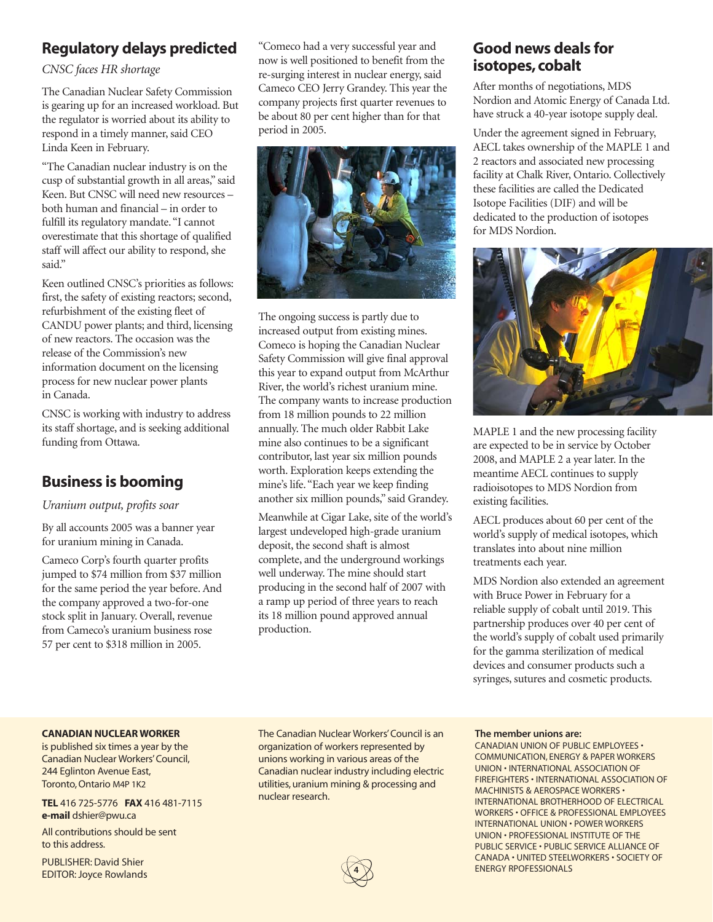## Regulatory delays predicted

*CNSC faces HR shortage*

The Canadian Nuclear Safety Commission is gearing up for an increased workload. But the regulator is worried about its ability to respond in a timely manner, said CEO Linda Keen in February.

"The Canadian nuclear industry is on the cusp of substantial growth in all areas," said Keen. But CNSC will need new resources – both human and financial – in order to fulfill its regulatory mandate. "I cannot overestimate that this shortage of qualified staff will affect our ability to respond, she said."

Keen outlined CNSC's priorities as follows: first, the safety of existing reactors; second, refurbishment of the existing fleet of CANDU power plants; and third, licensing of new reactors. The occasion was the release of the Commission's new information document on the licensing process for new nuclear power plants in Canada.

CNSC is working with industry to address its staff shortage, and is seeking additional funding from Ottawa.

## Business is booming

*Uranium output, profits soar*

By all accounts 2005 was a banner year for uranium mining in Canada.

Cameco Corp's fourth quarter profits jumped to $74 million from $37 million for the same period the year before. And the company approved a two-for-one stock split in January. Overall, revenue from Cameco's uranium business rose 57 per cent to $318 million in 2005.

"Comeco had a very successful year and now is well positioned to benefit from the re-surging interest in nuclear energy, said Cameco CEO Jerry Grandey. This year the company projects first quarter revenues to be about 80 per cent higher than for that period in 2005.

The ongoing success is partly due to increased output from existing mines. Comeco is hoping the Canadian Nuclear Safety Commission will give final approval this year to expand output from McArthur River, the world's richest uranium mine. The company wants to increase production from 18 million pounds to 22 million annually. The much older Rabbit Lake mine also continues to be a significant contributor, last year six million pounds worth. Exploration keeps extending the mine's life. "Each year we keep finding another six million pounds," said Grandey.

Meanwhile at Cigar Lake, site of the world's largest undeveloped high-grade uranium deposit, the second shaft is almost complete, and the underground workings well underway. The mine should start producing in the second half of 2007 with a ramp up period of three years to reach its 18 million pound approved annual production.

## Good news deals for isotopes, cobalt

After months of negotiations, MDS Nordion and Atomic Energy of Canada Ltd. have struck a 40-year isotope supply deal.

Under the agreement signed in February, AECL takes ownership of the MAPLE 1 and 2 reactors and associated new processing facility at Chalk River, Ontario. Collectively these facilities are called the Dedicated Isotope Facilities (DIF) and will be dedicated to the production of isotopes for MDS Nordion.

MAPLE 1 and the new processing facility are expected to be in service by October 2008, and MAPLE 2 a year later. In the meantime AECL continues to supply radioisotopes to MDS Nordion from existing facilities.

AECL produces about 60 per cent of the world's supply of medical isotopes, which translates into about nine million treatments each year.

MDS Nordion also extended an agreement with Bruce Power in February for a reliable supply of cobalt until 2019. This partnership produces over 40 per cent of the world's supply of cobalt used primarily for the gamma sterilization of medical devices and consumer products such a syringes, sutures and cosmetic products.

---

**CANADIAN NUCLEAR WORKER**
is published six times a year by the Canadian Nuclear Workers' Council, 244 Eglinton Avenue East, Toronto, Ontario M4P 1K2

**TEL** 416 725-5776 **FAX** 416 481-7115
**e-mail** dshier@pwu.ca

All contributions should be sent to this address.

PUBLISHER: David Shier
EDITOR: Joyce Rowlands

The Canadian Nuclear Workers' Council is an organization of workers represented by unions working in various areas of the Canadian nuclear industry including electric utilities, uranium mining & processing and nuclear research.

**The member unions are:**
CANADIAN UNION OF PUBLIC EMPLOYEES • COMMUNICATION, ENERGY & PAPER WORKERS UNION • INTERNATIONAL ASSOCIATION OF FIREFIGHTERS • INTERNATIONAL ASSOCIATION OF MACHINISTS & AEROSPACE WORKERS • INTERNATIONAL BROTHERHOOD OF ELECTRICAL WORKERS • OFFICE & PROFESSIONAL EMPLOYEES INTERNATIONAL UNION • POWER WORKERS UNION • PROFESSIONAL INSTITUTE OF THE PUBLIC SERVICE • PUBLIC SERVICE ALLIANCE OF CANADA • UNITED STEELWORKERS • SOCIETY OF ENERGY RPOFESSIONALS